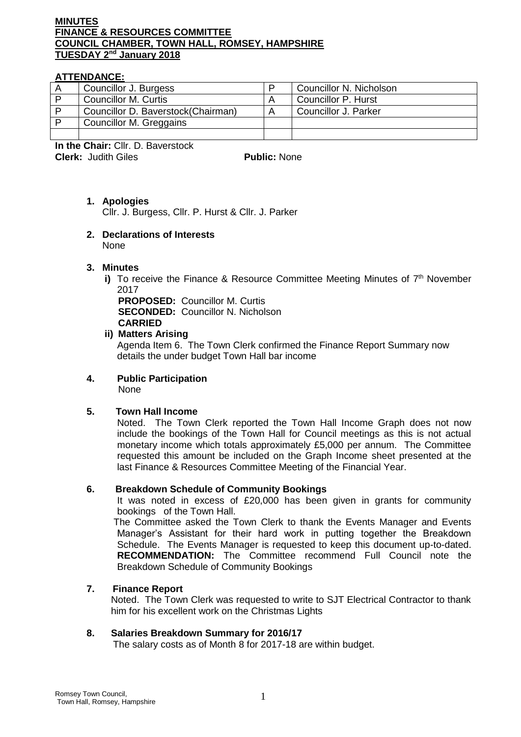# MINUTES
## FINANCE & RESOURCES COMMITTEE
## COUNCIL CHAMBER, TOWN HALL, ROMSEY, HAMPSHIRE
## TUESDAY 2nd January 2018

**ATTENDANCE:**

| | | | |
|---|---|---|---|
| A | Councillor J. Burgess | P | Councillor N. Nicholson |
| P | Councillor M. Curtis | A | Councillor P. Hurst |
| P | Councillor D. Baverstock(Chairman) | A | Councillor J. Parker |
| P | Councillor M. Greggains | | |
| | | | |

**In the Chair:** Cllr. D. Baverstock
**Clerk:** Judith Giles **Public:** None

1. **Apologies**
   Cllr. J. Burgess, Cllr. P. Hurst & Cllr. J. Parker

2. **Declarations of Interests**
   None

3. **Minutes**
   **i)** To receive the Finance & Resource Committee Meeting Minutes of 7th November 2017
   **PROPOSED:** Councillor M. Curtis
   **SECONDED:** Councillor N. Nicholson
   **CARRIED**

   **ii) Matters Arising**
   Agenda Item 6. The Town Clerk confirmed the Finance Report Summary now details the under budget Town Hall bar income

4. **Public Participation**
   None

5. **Town Hall Income**
   Noted. The Town Clerk reported the Town Hall Income Graph does not now include the bookings of the Town Hall for Council meetings as this is not actual monetary income which totals approximately £5,000 per annum. The Committee requested this amount be included on the Graph Income sheet presented at the last Finance & Resources Committee Meeting of the Financial Year.

6. **Breakdown Schedule of Community Bookings**
   It was noted in excess of £20,000 has been given in grants for community bookings of the Town Hall.
   The Committee asked the Town Clerk to thank the Events Manager and Events Manager's Assistant for their hard work in putting together the Breakdown Schedule. The Events Manager is requested to keep this document up-to-dated.
   **RECOMMENDATION:** The Committee recommend Full Council note the Breakdown Schedule of Community Bookings

7. **Finance Report**
   Noted. The Town Clerk was requested to write to SJT Electrical Contractor to thank him for his excellent work on the Christmas Lights

8. **Salaries Breakdown Summary for 2016/17**
   The salary costs as of Month 8 for 2017-18 are within budget.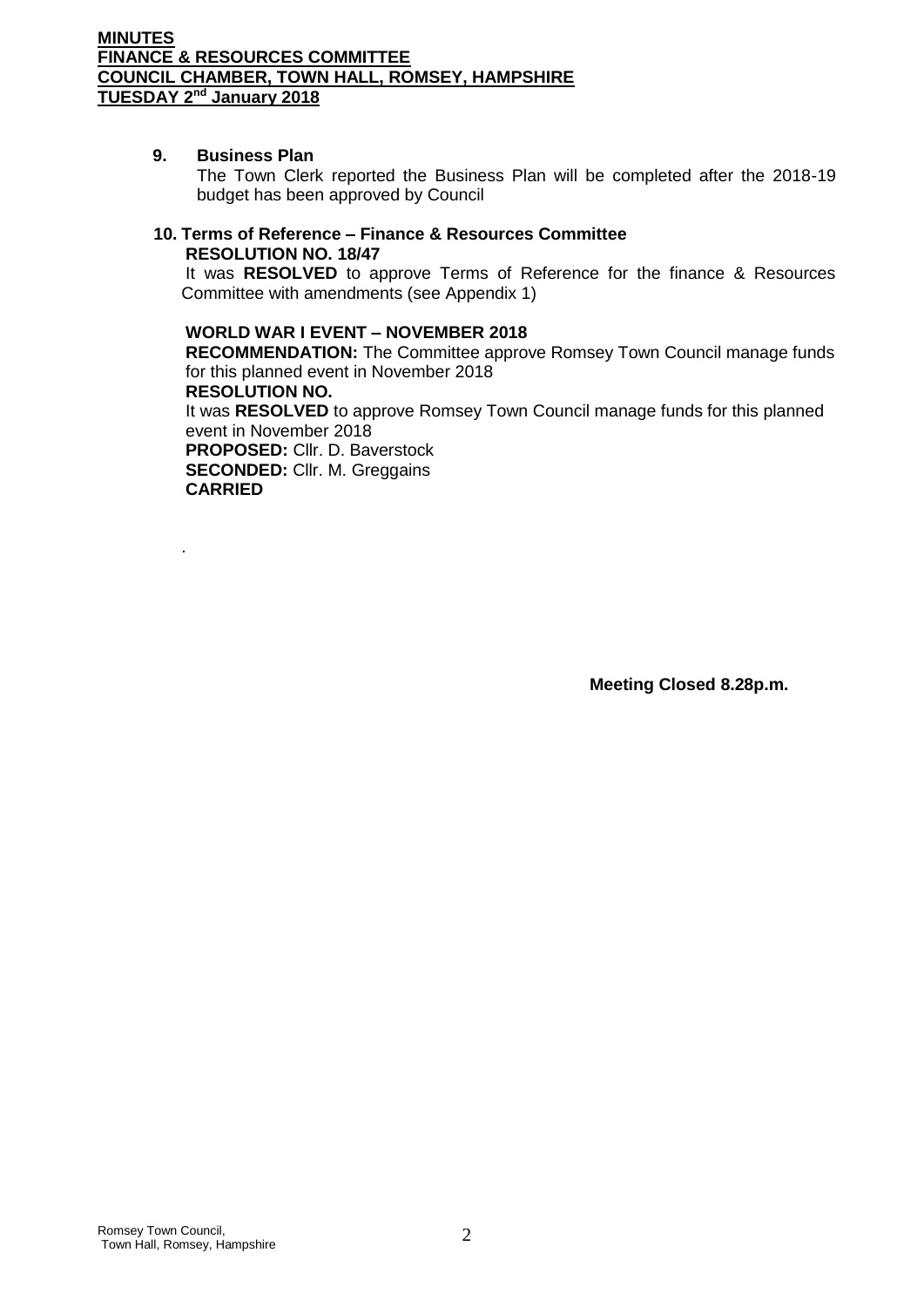**MINUTES**
**FINANCE & RESOURCES COMMITTEE**
**COUNCIL CHAMBER, TOWN HALL, ROMSEY, HAMPSHIRE**
**TUESDAY 2nd January 2018**

**9. Business Plan**

The Town Clerk reported the Business Plan will be completed after the 2018-19 budget has been approved by Council

**10. Terms of Reference – Finance & Resources Committee**

**RESOLUTION NO. 18/47**

It was **RESOLVED** to approve Terms of Reference for the finance & Resources Committee with amendments (see Appendix 1)

**WORLD WAR I EVENT – NOVEMBER 2018**

**RECOMMENDATION:** The Committee approve Romsey Town Council manage funds for this planned event in November 2018

**RESOLUTION NO.**

It was **RESOLVED** to approve Romsey Town Council manage funds for this planned event in November 2018

**PROPOSED:** Cllr. D. Baverstock
**SECONDED:** Cllr. M. Greggains
**CARRIED**

.

**Meeting Closed 8.28p.m.**

Romsey Town Council,
Town Hall, Romsey, Hampshire